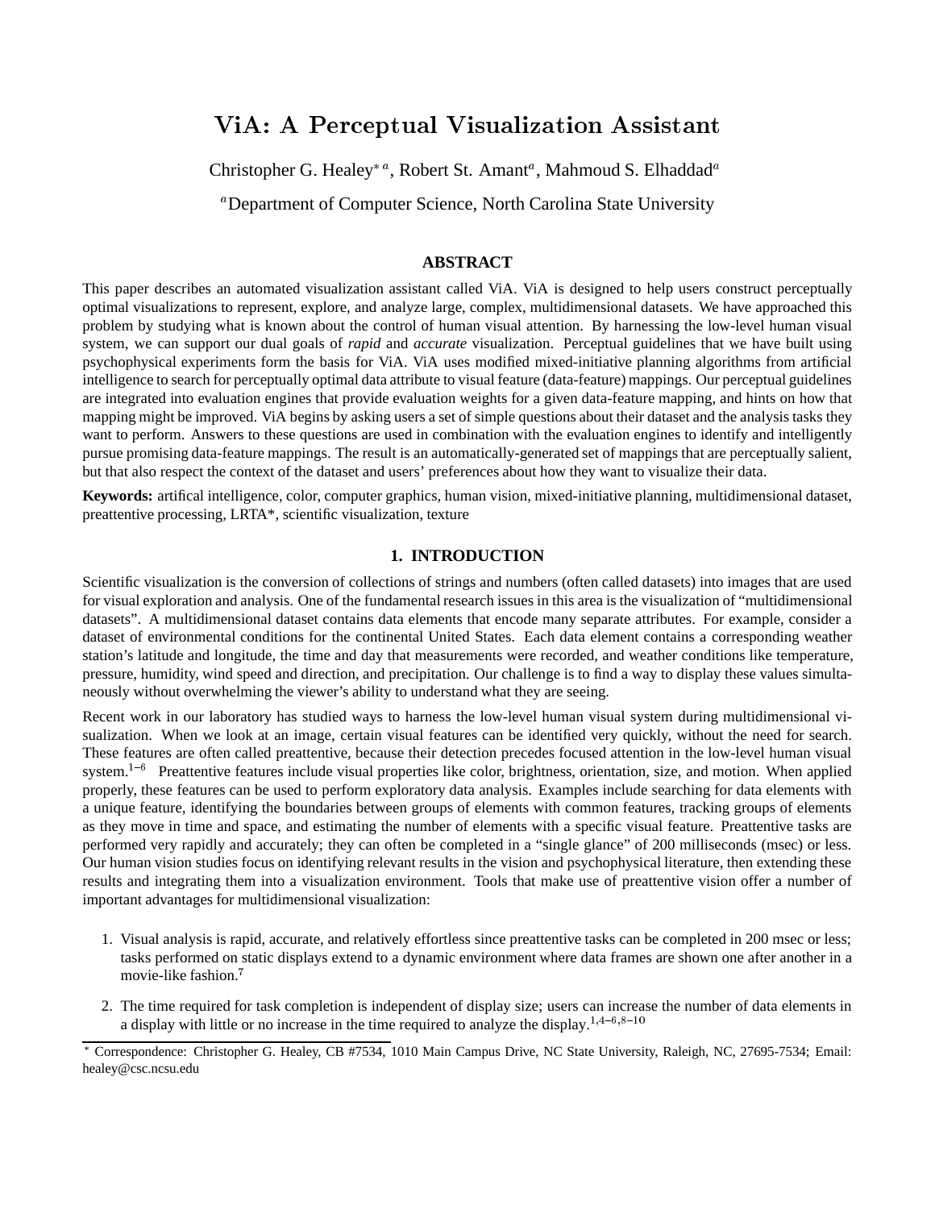# ViA: A Perceptual Visualization Assistant

Christopher G. Healey[*a], Robert St. Amant[a], Mahmoud S. Elhaddad[a]

[a]Department of Computer Science, North Carolina State University

## ABSTRACT

This paper describes an automated visualization assistant called ViA. ViA is designed to help users construct perceptually optimal visualizations to represent, explore, and analyze large, complex, multidimensional datasets. We have approached this problem by studying what is known about the control of human visual attention. By harnessing the low-level human visual system, we can support our dual goals of *rapid* and *accurate* visualization. Perceptual guidelines that we have built using psychophysical experiments form the basis for ViA. ViA uses modified mixed-initiative planning algorithms from artificial intelligence to search for perceptually optimal data attribute to visual feature (data-feature) mappings. Our perceptual guidelines are integrated into evaluation engines that provide evaluation weights for a given data-feature mapping, and hints on how that mapping might be improved. ViA begins by asking users a set of simple questions about their dataset and the analysis tasks they want to perform. Answers to these questions are used in combination with the evaluation engines to identify and intelligently pursue promising data-feature mappings. The result is an automatically-generated set of mappings that are perceptually salient, but that also respect the context of the dataset and users' preferences about how they want to visualize their data.

**Keywords:** artifical intelligence, color, computer graphics, human vision, mixed-initiative planning, multidimensional dataset, preattentive processing, LRTA*, scientific visualization, texture

## 1. INTRODUCTION

Scientific visualization is the conversion of collections of strings and numbers (often called datasets) into images that are used for visual exploration and analysis. One of the fundamental research issues in this area is the visualization of "multidimensional datasets". A multidimensional dataset contains data elements that encode many separate attributes. For example, consider a dataset of environmental conditions for the continental United States. Each data element contains a corresponding weather station's latitude and longitude, the time and day that measurements were recorded, and weather conditions like temperature, pressure, humidity, wind speed and direction, and precipitation. Our challenge is to find a way to display these values simultaneously without overwhelming the viewer's ability to understand what they are seeing.

Recent work in our laboratory has studied ways to harness the low-level human visual system during multidimensional visualization. When we look at an image, certain visual features can be identified very quickly, without the need for search. These features are often called preattentive, because their detection precedes focused attention in the low-level human visual system.[1–6] Preattentive features include visual properties like color, brightness, orientation, size, and motion. When applied properly, these features can be used to perform exploratory data analysis. Examples include searching for data elements with a unique feature, identifying the boundaries between groups of elements with common features, tracking groups of elements as they move in time and space, and estimating the number of elements with a specific visual feature. Preattentive tasks are performed very rapidly and accurately; they can often be completed in a "single glance" of 200 milliseconds (msec) or less. Our human vision studies focus on identifying relevant results in the vision and psychophysical literature, then extending these results and integrating them into a visualization environment. Tools that make use of preattentive vision offer a number of important advantages for multidimensional visualization:

1. Visual analysis is rapid, accurate, and relatively effortless since preattentive tasks can be completed in 200 msec or less; tasks performed on static displays extend to a dynamic environment where data frames are shown one after another in a movie-like fashion.[7]

2. The time required for task completion is independent of display size; users can increase the number of data elements in a display with little or no increase in the time required to analyze the display.[1,4–6,8–10]

[*] Correspondence: Christopher G. Healey, CB #7534, 1010 Main Campus Drive, NC State University, Raleigh, NC, 27695-7534; Email: healey@csc.ncsu.edu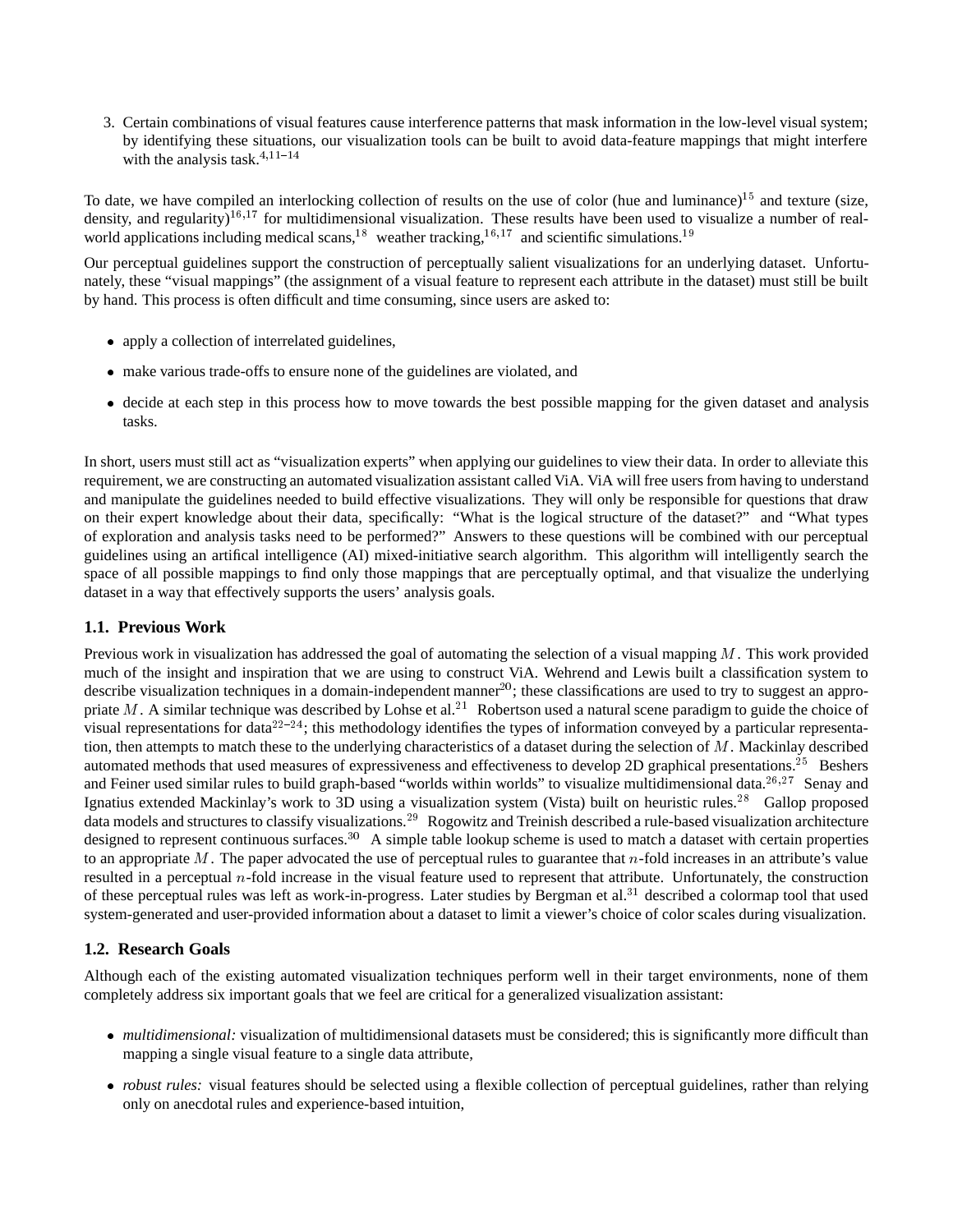3. Certain combinations of visual features cause interference patterns that mask information in the low-level visual system; by identifying these situations, our visualization tools can be built to avoid data-feature mappings that might interfere with the analysis task.[4,11–14]

To date, we have compiled an interlocking collection of results on the use of color (hue and luminance)[15] and texture (size, density, and regularity)[16,17] for multidimensional visualization. These results have been used to visualize a number of real-world applications including medical scans,[18] weather tracking,[16,17] and scientific simulations.[19]

Our perceptual guidelines support the construction of perceptually salient visualizations for an underlying dataset. Unfortunately, these "visual mappings" (the assignment of a visual feature to represent each attribute in the dataset) must still be built by hand. This process is often difficult and time consuming, since users are asked to:

- apply a collection of interrelated guidelines,
- make various trade-offs to ensure none of the guidelines are violated, and
- decide at each step in this process how to move towards the best possible mapping for the given dataset and analysis tasks.

In short, users must still act as "visualization experts" when applying our guidelines to view their data. In order to alleviate this requirement, we are constructing an automated visualization assistant called ViA. ViA will free users from having to understand and manipulate the guidelines needed to build effective visualizations. They will only be responsible for questions that draw on their expert knowledge about their data, specifically: "What is the logical structure of the dataset?" and "What types of exploration and analysis tasks need to be performed?" Answers to these questions will be combined with our perceptual guidelines using an artifical intelligence (AI) mixed-initiative search algorithm. This algorithm will intelligently search the space of all possible mappings to find only those mappings that are perceptually optimal, and that visualize the underlying dataset in a way that effectively supports the users' analysis goals.

### 1.1. Previous Work

Previous work in visualization has addressed the goal of automating the selection of a visual mapping $M$. This work provided much of the insight and inspiration that we are using to construct ViA. Wehrend and Lewis built a classification system to describe visualization techniques in a domain-independent manner[20]; these classifications are used to try to suggest an appropriate $M$. A similar technique was described by Lohse et al.[21] Robertson used a natural scene paradigm to guide the choice of visual representations for data[22–24]; this methodology identifies the types of information conveyed by a particular representation, then attempts to match these to the underlying characteristics of a dataset during the selection of $M$. Mackinlay described automated methods that used measures of expressiveness and effectiveness to develop 2D graphical presentations.[25] Beshers and Feiner used similar rules to build graph-based "worlds within worlds" to visualize multidimensional data.[26,27] Senay and Ignatius extended Mackinlay's work to 3D using a visualization system (Vista) built on heuristic rules.[28] Gallop proposed data models and structures to classify visualizations.[29] Rogowitz and Treinish described a rule-based visualization architecture designed to represent continuous surfaces.[30] A simple table lookup scheme is used to match a dataset with certain properties to an appropriate $M$. The paper advocated the use of perceptual rules to guarantee that $n$-fold increases in an attribute's value resulted in a perceptual $n$-fold increase in the visual feature used to represent that attribute. Unfortunately, the construction of these perceptual rules was left as work-in-progress. Later studies by Bergman et al.[31] described a colormap tool that used system-generated and user-provided information about a dataset to limit a viewer's choice of color scales during visualization.

### 1.2. Research Goals

Although each of the existing automated visualization techniques perform well in their target environments, none of them completely address six important goals that we feel are critical for a generalized visualization assistant:

- *multidimensional:* visualization of multidimensional datasets must be considered; this is significantly more difficult than mapping a single visual feature to a single data attribute,
- *robust rules:* visual features should be selected using a flexible collection of perceptual guidelines, rather than relying only on anecdotal rules and experience-based intuition,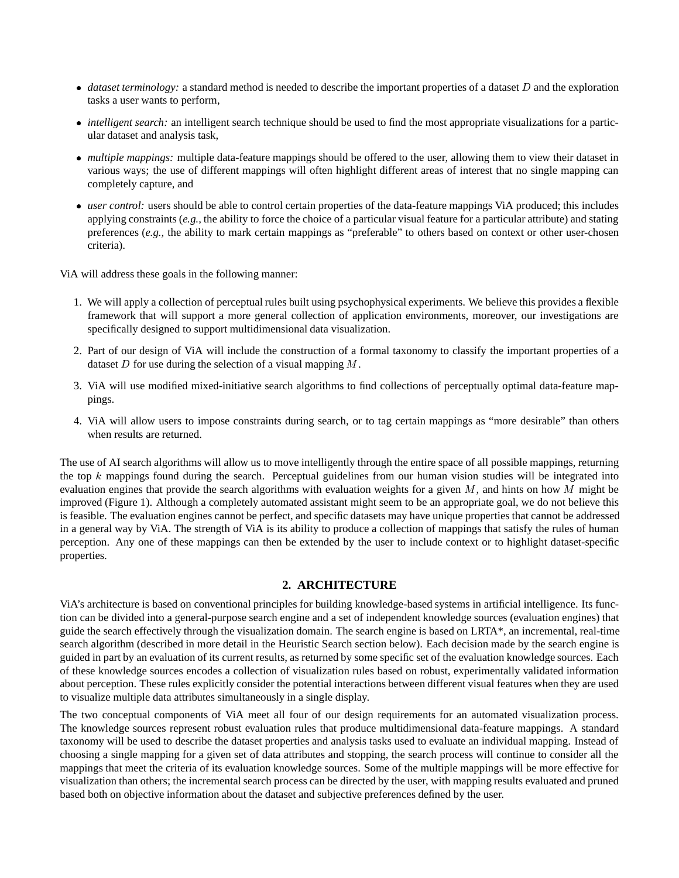- *dataset terminology:* a standard method is needed to describe the important properties of a dataset $D$ and the exploration tasks a user wants to perform,
- *intelligent search:* an intelligent search technique should be used to find the most appropriate visualizations for a particular dataset and analysis task,
- *multiple mappings:* multiple data-feature mappings should be offered to the user, allowing them to view their dataset in various ways; the use of different mappings will often highlight different areas of interest that no single mapping can completely capture, and
- *user control:* users should be able to control certain properties of the data-feature mappings ViA produced; this includes applying constraints (*e.g.*, the ability to force the choice of a particular visual feature for a particular attribute) and stating preferences (*e.g.*, the ability to mark certain mappings as "preferable" to others based on context or other user-chosen criteria).

ViA will address these goals in the following manner:

1. We will apply a collection of perceptual rules built using psychophysical experiments. We believe this provides a flexible framework that will support a more general collection of application environments, moreover, our investigations are specifically designed to support multidimensional data visualization.
2. Part of our design of ViA will include the construction of a formal taxonomy to classify the important properties of a dataset $D$ for use during the selection of a visual mapping $M$.
3. ViA will use modified mixed-initiative search algorithms to find collections of perceptually optimal data-feature mappings.
4. ViA will allow users to impose constraints during search, or to tag certain mappings as "more desirable" than others when results are returned.

The use of AI search algorithms will allow us to move intelligently through the entire space of all possible mappings, returning the top $k$ mappings found during the search. Perceptual guidelines from our human vision studies will be integrated into evaluation engines that provide the search algorithms with evaluation weights for a given $M$, and hints on how $M$ might be improved (Figure 1). Although a completely automated assistant might seem to be an appropriate goal, we do not believe this is feasible. The evaluation engines cannot be perfect, and specific datasets may have unique properties that cannot be addressed in a general way by ViA. The strength of ViA is its ability to produce a collection of mappings that satisfy the rules of human perception. Any one of these mappings can then be extended by the user to include context or to highlight dataset-specific properties.

## 2. ARCHITECTURE

ViA's architecture is based on conventional principles for building knowledge-based systems in artificial intelligence. Its function can be divided into a general-purpose search engine and a set of independent knowledge sources (evaluation engines) that guide the search effectively through the visualization domain. The search engine is based on LRTA*, an incremental, real-time search algorithm (described in more detail in the Heuristic Search section below). Each decision made by the search engine is guided in part by an evaluation of its current results, as returned by some specific set of the evaluation knowledge sources. Each of these knowledge sources encodes a collection of visualization rules based on robust, experimentally validated information about perception. These rules explicitly consider the potential interactions between different visual features when they are used to visualize multiple data attributes simultaneously in a single display.

The two conceptual components of ViA meet all four of our design requirements for an automated visualization process. The knowledge sources represent robust evaluation rules that produce multidimensional data-feature mappings. A standard taxonomy will be used to describe the dataset properties and analysis tasks used to evaluate an individual mapping. Instead of choosing a single mapping for a given set of data attributes and stopping, the search process will continue to consider all the mappings that meet the criteria of its evaluation knowledge sources. Some of the multiple mappings will be more effective for visualization than others; the incremental search process can be directed by the user, with mapping results evaluated and pruned based both on objective information about the dataset and subjective preferences defined by the user.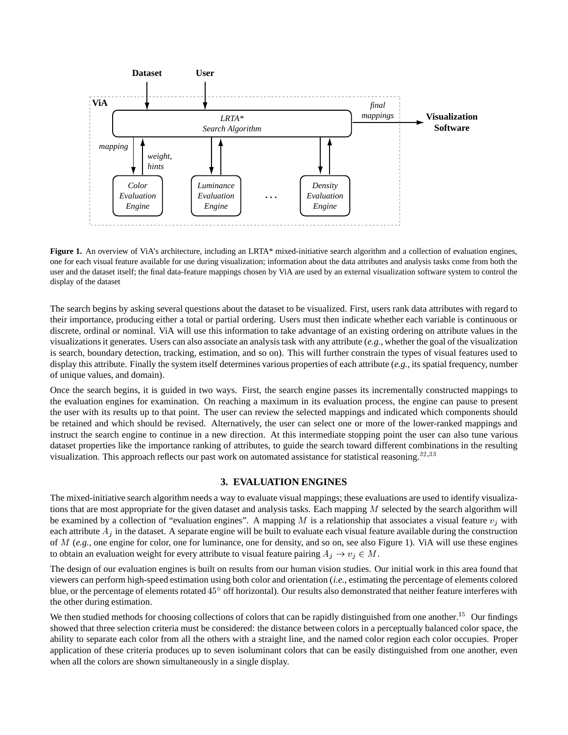Dataset

User

ViA

LRTA*
Search Algorithm

final
mappings

Visualization
Software

mapping

weight,
hints

Color
Evaluation
Engine

Luminance
Evaluation
Engine

...

Density
Evaluation
Engine

**Figure 1.** An overview of ViA's architecture, including an LRTA* mixed-initiative search algorithm and a collection of evaluation engines, one for each visual feature available for use during visualization; information about the data attributes and analysis tasks come from both the user and the dataset itself; the final data-feature mappings chosen by ViA are used by an external visualization software system to control the display of the dataset

The search begins by asking several questions about the dataset to be visualized. First, users rank data attributes with regard to their importance, producing either a total or partial ordering. Users must then indicate whether each variable is continuous or discrete, ordinal or nominal. ViA will use this information to take advantage of an existing ordering on attribute values in the visualizations it generates. Users can also associate an analysis task with any attribute (*e.g.,* whether the goal of the visualization is search, boundary detection, tracking, estimation, and so on). This will further constrain the types of visual features used to display this attribute. Finally the system itself determines various properties of each attribute (*e.g.,* its spatial frequency, number of unique values, and domain).

Once the search begins, it is guided in two ways. First, the search engine passes its incrementally constructed mappings to the evaluation engines for examination. On reaching a maximum in its evaluation process, the engine can pause to present the user with its results up to that point. The user can review the selected mappings and indicated which components should be retained and which should be revised. Alternatively, the user can select one or more of the lower-ranked mappings and instruct the search engine to continue in a new direction. At this intermediate stopping point the user can also tune various dataset properties like the importance ranking of attributes, to guide the search toward different combinations in the resulting visualization. This approach reflects our past work on automated assistance for statistical reasoning.[32,33]

## 3. EVALUATION ENGINES

The mixed-initiative search algorithm needs a way to evaluate visual mappings; these evaluations are used to identify visualizations that are most appropriate for the given dataset and analysis tasks. Each mapping $M$ selected by the search algorithm will be examined by a collection of "evaluation engines". A mapping $M$ is a relationship that associates a visual feature $v_j$ with each attribute $A_j$ in the dataset. A separate engine will be built to evaluate each visual feature available during the construction of $M$ (*e.g.,* one engine for color, one for luminance, one for density, and so on, see also Figure 1). ViA will use these engines to obtain an evaluation weight for every attribute to visual feature pairing $A_j \rightarrow v_j \in M$.

The design of our evaluation engines is built on results from our human vision studies. Our initial work in this area found that viewers can perform high-speed estimation using both color and orientation (*i.e.,* estimating the percentage of elements colored blue, or the percentage of elements rotated $45^\circ$ off horizontal). Our results also demonstrated that neither feature interferes with the other during estimation.

We then studied methods for choosing collections of colors that can be rapidly distinguished from one another.[15] Our findings showed that three selection criteria must be considered: the distance between colors in a perceptually balanced color space, the ability to separate each color from all the others with a straight line, and the named color region each color occupies. Proper application of these criteria produces up to seven isoluminant colors that can be easily distinguished from one another, even when all the colors are shown simultaneously in a single display.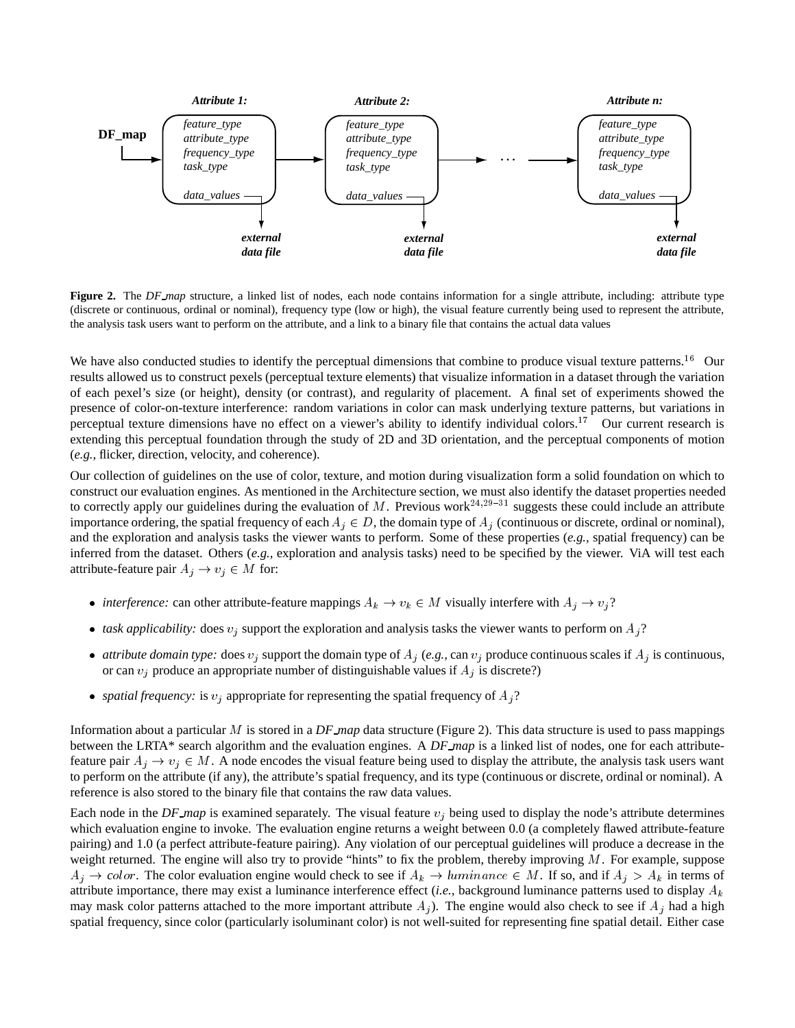**Figure 2.** The *DF_map* structure, a linked list of nodes, each node contains information for a single attribute, including: attribute type (discrete or continuous, ordinal or nominal), frequency type (low or high), the visual feature currently being used to represent the attribute, the analysis task users want to perform on the attribute, and a link to a binary file that contains the actual data values

We have also conducted studies to identify the perceptual dimensions that combine to produce visual texture patterns.[16] Our results allowed us to construct pexels (perceptual texture elements) that visualize information in a dataset through the variation of each pexel's size (or height), density (or contrast), and regularity of placement. A final set of experiments showed the presence of color-on-texture interference: random variations in color can mask underlying texture patterns, but variations in perceptual texture dimensions have no effect on a viewer's ability to identify individual colors.[17] Our current research is extending this perceptual foundation through the study of 2D and 3D orientation, and the perceptual components of motion (*e.g.,* flicker, direction, velocity, and coherence).

Our collection of guidelines on the use of color, texture, and motion during visualization form a solid foundation on which to construct our evaluation engines. As mentioned in the Architecture section, we must also identify the dataset properties needed to correctly apply our guidelines during the evaluation of $M$. Previous work[24,29–31] suggests these could include an attribute importance ordering, the spatial frequency of each $A_j \in D$, the domain type of $A_j$ (continuous or discrete, ordinal or nominal), and the exploration and analysis tasks the viewer wants to perform. Some of these properties (*e.g.,* spatial frequency) can be inferred from the dataset. Others (*e.g.,* exploration and analysis tasks) need to be specified by the viewer. ViA will test each attribute-feature pair $A_j \rightarrow v_j \in M$ for:

- *interference:* can other attribute-feature mappings $A_k \rightarrow v_k \in M$ visually interfere with $A_j \rightarrow v_j$?
- *task applicability:* does $v_j$ support the exploration and analysis tasks the viewer wants to perform on $A_j$?
- *attribute domain type:* does $v_j$ support the domain type of $A_j$ (*e.g.,* can $v_j$ produce continuous scales if $A_j$ is continuous, or can $v_j$ produce an appropriate number of distinguishable values if $A_j$ is discrete?)
- *spatial frequency:* is $v_j$ appropriate for representing the spatial frequency of $A_j$?

Information about a particular $M$ is stored in a *DF_map* data structure (Figure 2). This data structure is used to pass mappings between the LRTA* search algorithm and the evaluation engines. A *DF_map* is a linked list of nodes, one for each attribute-feature pair $A_j \rightarrow v_j \in M$. A node encodes the visual feature being used to display the attribute, the analysis task users want to perform on the attribute (if any), the attribute's spatial frequency, and its type (continuous or discrete, ordinal or nominal). A reference is also stored to the binary file that contains the raw data values.

Each node in the *DF_map* is examined separately. The visual feature $v_j$ being used to display the node's attribute determines which evaluation engine to invoke. The evaluation engine returns a weight between 0.0 (a completely flawed attribute-feature pairing) and 1.0 (a perfect attribute-feature pairing). Any violation of our perceptual guidelines will produce a decrease in the weight returned. The engine will also try to provide "hints" to fix the problem, thereby improving $M$. For example, suppose $A_j \rightarrow color$. The color evaluation engine would check to see if $A_k \rightarrow luminance \in M$. If so, and if $A_j > A_k$ in terms of attribute importance, there may exist a luminance interference effect (*i.e.,* background luminance patterns used to display $A_k$ may mask color patterns attached to the more important attribute $A_j$). The engine would also check to see if $A_j$ had a high spatial frequency, since color (particularly isoluminant color) is not well-suited for representing fine spatial detail. Either case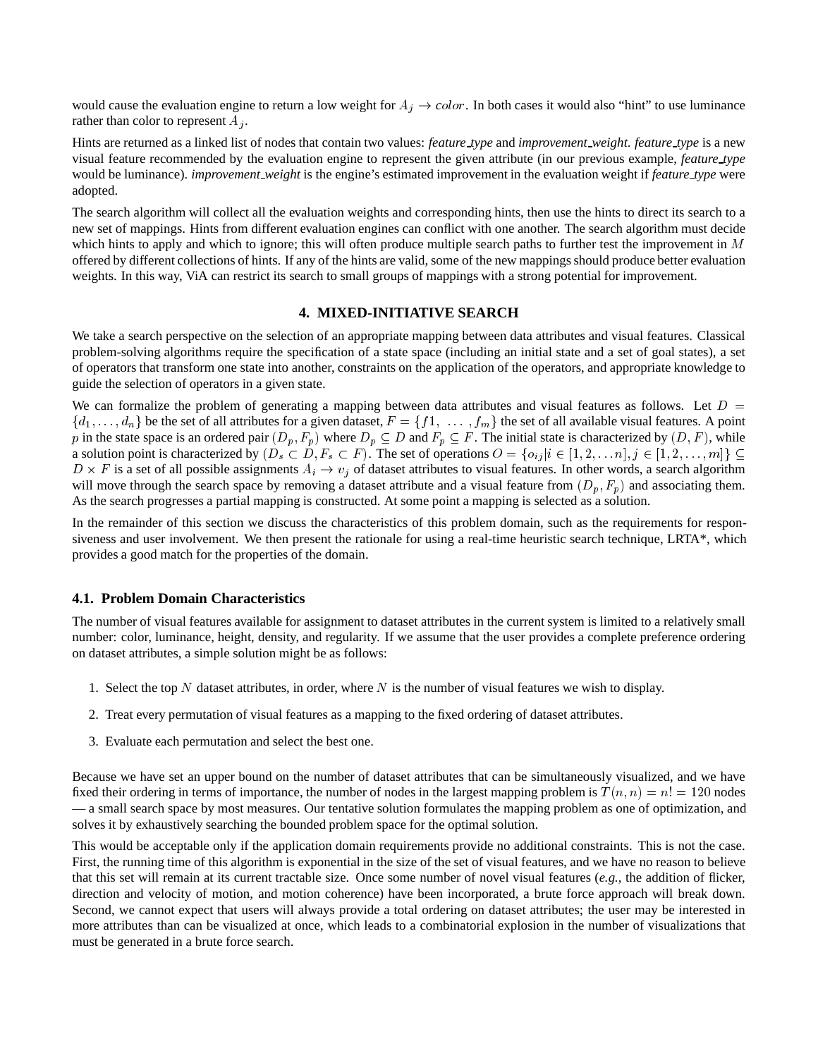would cause the evaluation engine to return a low weight for $A_j \rightarrow color$. In both cases it would also "hint" to use luminance rather than color to represent $A_j$.

Hints are returned as a linked list of nodes that contain two values: *feature_type* and *improvement_weight*. *feature_type* is a new visual feature recommended by the evaluation engine to represent the given attribute (in our previous example, *feature_type* would be luminance). *improvement_weight* is the engine's estimated improvement in the evaluation weight if *feature_type* were adopted.

The search algorithm will collect all the evaluation weights and corresponding hints, then use the hints to direct its search to a new set of mappings. Hints from different evaluation engines can conflict with one another. The search algorithm must decide which hints to apply and which to ignore; this will often produce multiple search paths to further test the improvement in $M$ offered by different collections of hints. If any of the hints are valid, some of the new mappings should produce better evaluation weights. In this way, ViA can restrict its search to small groups of mappings with a strong potential for improvement.

## 4. MIXED-INITIATIVE SEARCH

We take a search perspective on the selection of an appropriate mapping between data attributes and visual features. Classical problem-solving algorithms require the specification of a state space (including an initial state and a set of goal states), a set of operators that transform one state into another, constraints on the application of the operators, and appropriate knowledge to guide the selection of operators in a given state.

We can formalize the problem of generating a mapping between data attributes and visual features as follows. Let $D = \{d_1, \ldots, d_n\}$ be the set of all attributes for a given dataset, $F = \{f1, \ \ldots, f_m\}$ the set of all available visual features. A point $p$ in the state space is an ordered pair $(D_p, F_p)$ where $D_p \subseteq D$ and $F_p \subseteq F$. The initial state is characterized by $(D, F)$, while a solution point is characterized by $(D_s \subset D, F_s \subset F)$. The set of operations $O = \{o_{ij} | i \in [1, 2, \ldots n], j \in [1, 2, \ldots, m]\} \subseteq D \times F$ is a set of all possible assignments $A_i \rightarrow v_j$ of dataset attributes to visual features. In other words, a search algorithm will move through the search space by removing a dataset attribute and a visual feature from $(D_p, F_p)$ and associating them. As the search progresses a partial mapping is constructed. At some point a mapping is selected as a solution.

In the remainder of this section we discuss the characteristics of this problem domain, such as the requirements for responsiveness and user involvement. We then present the rationale for using a real-time heuristic search technique, LRTA*, which provides a good match for the properties of the domain.

### 4.1. Problem Domain Characteristics

The number of visual features available for assignment to dataset attributes in the current system is limited to a relatively small number: color, luminance, height, density, and regularity. If we assume that the user provides a complete preference ordering on dataset attributes, a simple solution might be as follows:

1. Select the top $N$ dataset attributes, in order, where $N$ is the number of visual features we wish to display.
2. Treat every permutation of visual features as a mapping to the fixed ordering of dataset attributes.
3. Evaluate each permutation and select the best one.

Because we have set an upper bound on the number of dataset attributes that can be simultaneously visualized, and we have fixed their ordering in terms of importance, the number of nodes in the largest mapping problem is $T(n, n) = n! = 120$ nodes — a small search space by most measures. Our tentative solution formulates the mapping problem as one of optimization, and solves it by exhaustively searching the bounded problem space for the optimal solution.

This would be acceptable only if the application domain requirements provide no additional constraints. This is not the case. First, the running time of this algorithm is exponential in the size of the set of visual features, and we have no reason to believe that this set will remain at its current tractable size. Once some number of novel visual features (*e.g.,* the addition of flicker, direction and velocity of motion, and motion coherence) have been incorporated, a brute force approach will break down. Second, we cannot expect that users will always provide a total ordering on dataset attributes; the user may be interested in more attributes than can be visualized at once, which leads to a combinatorial explosion in the number of visualizations that must be generated in a brute force search.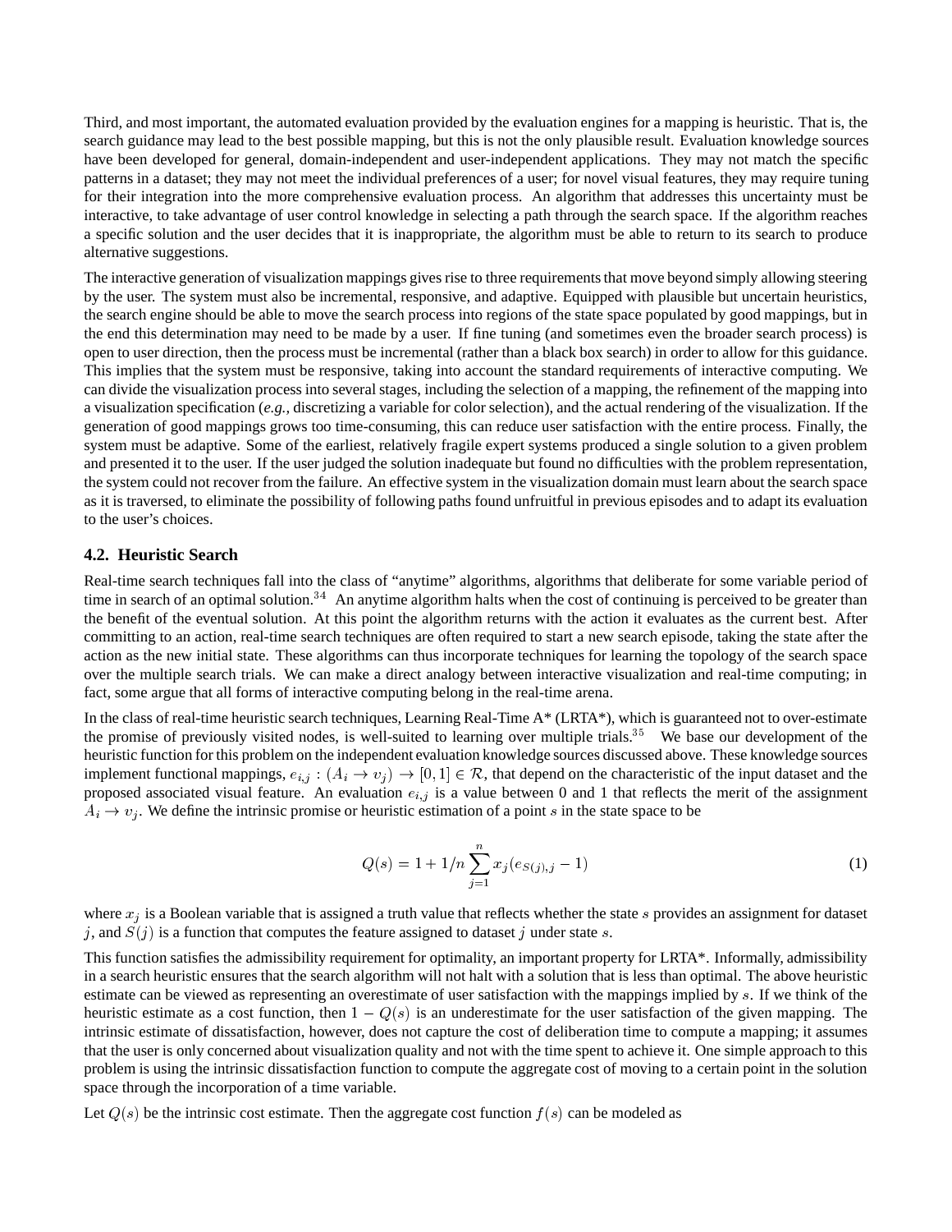Third, and most important, the automated evaluation provided by the evaluation engines for a mapping is heuristic. That is, the search guidance may lead to the best possible mapping, but this is not the only plausible result. Evaluation knowledge sources have been developed for general, domain-independent and user-independent applications. They may not match the specific patterns in a dataset; they may not meet the individual preferences of a user; for novel visual features, they may require tuning for their integration into the more comprehensive evaluation process. An algorithm that addresses this uncertainty must be interactive, to take advantage of user control knowledge in selecting a path through the search space. If the algorithm reaches a specific solution and the user decides that it is inappropriate, the algorithm must be able to return to its search to produce alternative suggestions.

The interactive generation of visualization mappings gives rise to three requirements that move beyond simply allowing steering by the user. The system must also be incremental, responsive, and adaptive. Equipped with plausible but uncertain heuristics, the search engine should be able to move the search process into regions of the state space populated by good mappings, but in the end this determination may need to be made by a user. If fine tuning (and sometimes even the broader search process) is open to user direction, then the process must be incremental (rather than a black box search) in order to allow for this guidance. This implies that the system must be responsive, taking into account the standard requirements of interactive computing. We can divide the visualization process into several stages, including the selection of a mapping, the refinement of the mapping into a visualization specification (*e.g.*, discretizing a variable for color selection), and the actual rendering of the visualization. If the generation of good mappings grows too time-consuming, this can reduce user satisfaction with the entire process. Finally, the system must be adaptive. Some of the earliest, relatively fragile expert systems produced a single solution to a given problem and presented it to the user. If the user judged the solution inadequate but found no difficulties with the problem representation, the system could not recover from the failure. An effective system in the visualization domain must learn about the search space as it is traversed, to eliminate the possibility of following paths found unfruitful in previous episodes and to adapt its evaluation to the user's choices.

### 4.2. Heuristic Search

Real-time search techniques fall into the class of "anytime" algorithms, algorithms that deliberate for some variable period of time in search of an optimal solution.[34] An anytime algorithm halts when the cost of continuing is perceived to be greater than the benefit of the eventual solution. At this point the algorithm returns with the action it evaluates as the current best. After committing to an action, real-time search techniques are often required to start a new search episode, taking the state after the action as the new initial state. These algorithms can thus incorporate techniques for learning the topology of the search space over the multiple search trials. We can make a direct analogy between interactive visualization and real-time computing; in fact, some argue that all forms of interactive computing belong in the real-time arena.

In the class of real-time heuristic search techniques, Learning Real-Time A* (LRTA*), which is guaranteed not to over-estimate the promise of previously visited nodes, is well-suited to learning over multiple trials.[35] We base our development of the heuristic function for this problem on the independent evaluation knowledge sources discussed above. These knowledge sources implement functional mappings, $e_{i,j} : (A_i \rightarrow v_j) \rightarrow [0,1] \in \mathcal{R}$, that depend on the characteristic of the input dataset and the proposed associated visual feature. An evaluation $e_{i,j}$ is a value between 0 and 1 that reflects the merit of the assignment $A_i \rightarrow v_j$. We define the intrinsic promise or heuristic estimation of a point $s$ in the state space to be

$$Q(s) = 1 + 1/n \sum_{j=1}^{n} x_j (e_{S(j),j} - 1) \tag{1}$$

where $x_j$ is a Boolean variable that is assigned a truth value that reflects whether the state $s$ provides an assignment for dataset $j$, and $S(j)$ is a function that computes the feature assigned to dataset $j$ under state $s$.

This function satisfies the admissibility requirement for optimality, an important property for LRTA*. Informally, admissibility in a search heuristic ensures that the search algorithm will not halt with a solution that is less than optimal. The above heuristic estimate can be viewed as representing an overestimate of user satisfaction with the mappings implied by $s$. If we think of the heuristic estimate as a cost function, then $1 - Q(s)$ is an underestimate for the user satisfaction of the given mapping. The intrinsic estimate of dissatisfaction, however, does not capture the cost of deliberation time to compute a mapping; it assumes that the user is only concerned about visualization quality and not with the time spent to achieve it. One simple approach to this problem is using the intrinsic dissatisfaction function to compute the aggregate cost of moving to a certain point in the solution space through the incorporation of a time variable.

Let $Q(s)$ be the intrinsic cost estimate. Then the aggregate cost function $f(s)$ can be modeled as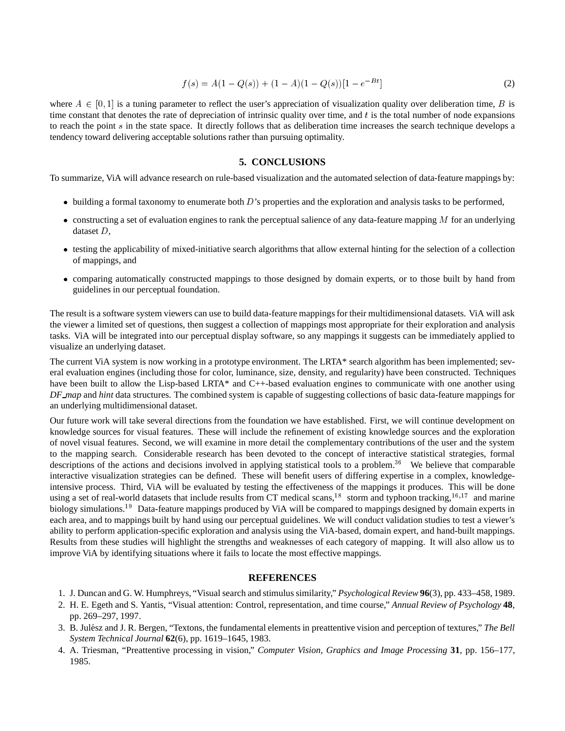$$f(s) = A(1 - Q(s)) + (1 - A)(1 - Q(s))[1 - e^{-Bt}] \tag{2}$$

where $A \in [0, 1]$ is a tuning parameter to reflect the user's appreciation of visualization quality over deliberation time, $B$ is time constant that denotes the rate of depreciation of intrinsic quality over time, and $t$ is the total number of node expansions to reach the point $s$ in the state space. It directly follows that as deliberation time increases the search technique develops a tendency toward delivering acceptable solutions rather than pursuing optimality.

## 5. CONCLUSIONS

To summarize, ViA will advance research on rule-based visualization and the automated selection of data-feature mappings by:

- building a formal taxonomy to enumerate both $D$'s properties and the exploration and analysis tasks to be performed,
- constructing a set of evaluation engines to rank the perceptual salience of any data-feature mapping $M$ for an underlying dataset $D$,
- testing the applicability of mixed-initiative search algorithms that allow external hinting for the selection of a collection of mappings, and
- comparing automatically constructed mappings to those designed by domain experts, or to those built by hand from guidelines in our perceptual foundation.

The result is a software system viewers can use to build data-feature mappings for their multidimensional datasets. ViA will ask the viewer a limited set of questions, then suggest a collection of mappings most appropriate for their exploration and analysis tasks. ViA will be integrated into our perceptual display software, so any mappings it suggests can be immediately applied to visualize an underlying dataset.

The current ViA system is now working in a prototype environment. The LRTA* search algorithm has been implemented; several evaluation engines (including those for color, luminance, size, density, and regularity) have been constructed. Techniques have been built to allow the Lisp-based LRTA* and C++-based evaluation engines to communicate with one another using *DF_map* and *hint* data structures. The combined system is capable of suggesting collections of basic data-feature mappings for an underlying multidimensional dataset.

Our future work will take several directions from the foundation we have established. First, we will continue development on knowledge sources for visual features. These will include the refinement of existing knowledge sources and the exploration of novel visual features. Second, we will examine in more detail the complementary contributions of the user and the system to the mapping search. Considerable research has been devoted to the concept of interactive statistical strategies, formal descriptions of the actions and decisions involved in applying statistical tools to a problem.[36] We believe that comparable interactive visualization strategies can be defined. These will benefit users of differing expertise in a complex, knowledge-intensive process. Third, ViA will be evaluated by testing the effectiveness of the mappings it produces. This will be done using a set of real-world datasets that include results from CT medical scans,[18] storm and typhoon tracking,[16,17] and marine biology simulations.[19] Data-feature mappings produced by ViA will be compared to mappings designed by domain experts in each area, and to mappings built by hand using our perceptual guidelines. We will conduct validation studies to test a viewer's ability to perform application-specific exploration and analysis using the ViA-based, domain expert, and hand-built mappings. Results from these studies will highlight the strengths and weaknesses of each category of mapping. It will also allow us to improve ViA by identifying situations where it fails to locate the most effective mappings.

## REFERENCES

1. J. Duncan and G. W. Humphreys, "Visual search and stimulus similarity," *Psychological Review* **96**(3), pp. 433–458, 1989.
2. H. E. Egeth and S. Yantis, "Visual attention: Control, representation, and time course," *Annual Review of Psychology* **48**, pp. 269–297, 1997.
3. B. Julész and J. R. Bergen, "Textons, the fundamental elements in preattentive vision and perception of textures," *The Bell System Technical Journal* **62**(6), pp. 1619–1645, 1983.
4. A. Triesman, "Preattentive processing in vision," *Computer Vision, Graphics and Image Processing* **31**, pp. 156–177, 1985.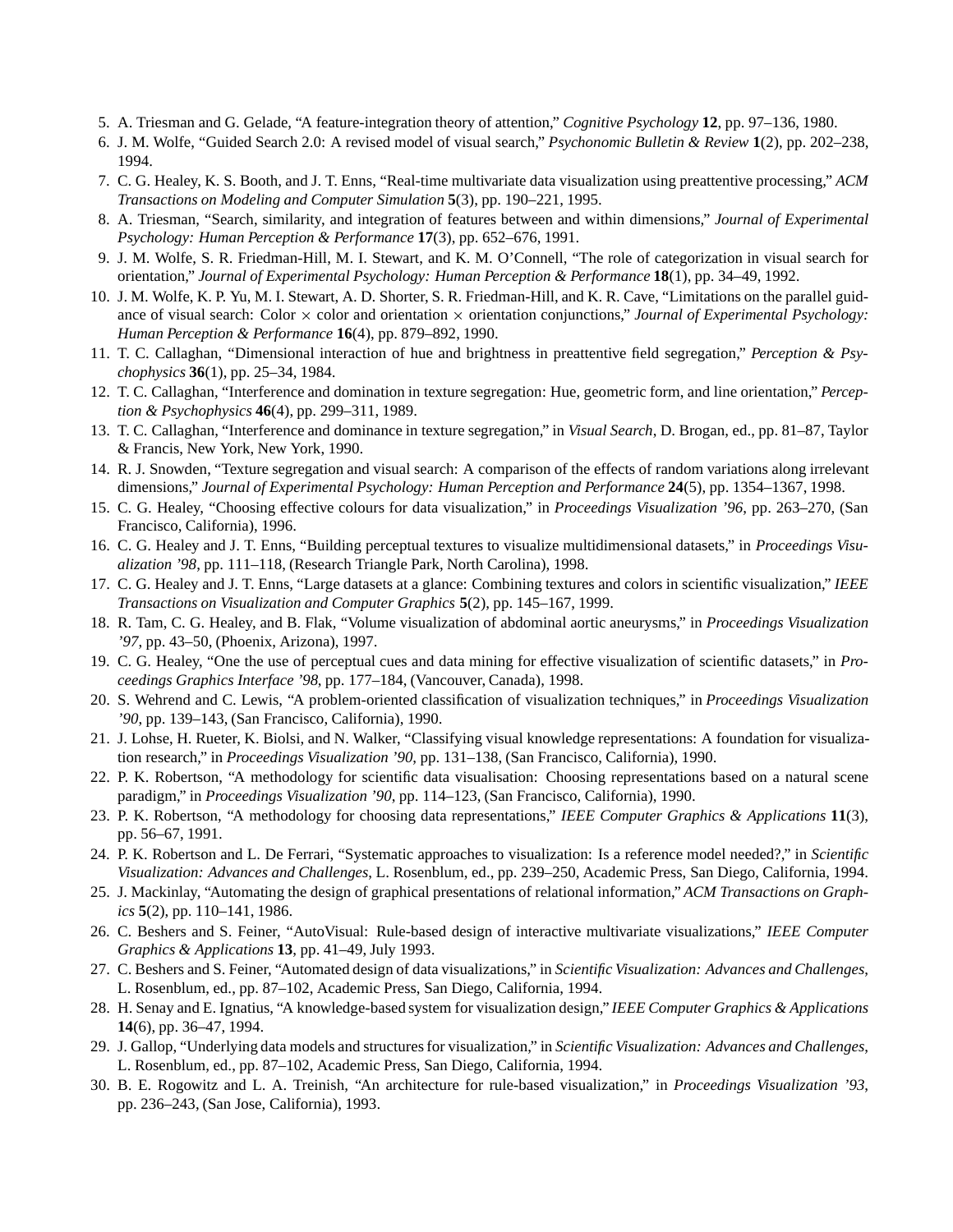5. A. Triesman and G. Gelade, "A feature-integration theory of attention," *Cognitive Psychology* **12**, pp. 97–136, 1980.
6. J. M. Wolfe, "Guided Search 2.0: A revised model of visual search," *Psychonomic Bulletin & Review* **1**(2), pp. 202–238, 1994.
7. C. G. Healey, K. S. Booth, and J. T. Enns, "Real-time multivariate data visualization using preattentive processing," *ACM Transactions on Modeling and Computer Simulation* **5**(3), pp. 190–221, 1995.
8. A. Triesman, "Search, similarity, and integration of features between and within dimensions," *Journal of Experimental Psychology: Human Perception & Performance* **17**(3), pp. 652–676, 1991.
9. J. M. Wolfe, S. R. Friedman-Hill, M. I. Stewart, and K. M. O'Connell, "The role of categorization in visual search for orientation," *Journal of Experimental Psychology: Human Perception & Performance* **18**(1), pp. 34–49, 1992.
10. J. M. Wolfe, K. P. Yu, M. I. Stewart, A. D. Shorter, S. R. Friedman-Hill, and K. R. Cave, "Limitations on the parallel guidance of visual search: Color $\times$ color and orientation $\times$ orientation conjunctions," *Journal of Experimental Psychology: Human Perception & Performance* **16**(4), pp. 879–892, 1990.
11. T. C. Callaghan, "Dimensional interaction of hue and brightness in preattentive field segregation," *Perception & Psychophysics* **36**(1), pp. 25–34, 1984.
12. T. C. Callaghan, "Interference and domination in texture segregation: Hue, geometric form, and line orientation," *Perception & Psychophysics* **46**(4), pp. 299–311, 1989.
13. T. C. Callaghan, "Interference and dominance in texture segregation," in *Visual Search*, D. Brogan, ed., pp. 81–87, Taylor & Francis, New York, New York, 1990.
14. R. J. Snowden, "Texture segregation and visual search: A comparison of the effects of random variations along irrelevant dimensions," *Journal of Experimental Psychology: Human Perception and Performance* **24**(5), pp. 1354–1367, 1998.
15. C. G. Healey, "Choosing effective colours for data visualization," in *Proceedings Visualization '96*, pp. 263–270, (San Francisco, California), 1996.
16. C. G. Healey and J. T. Enns, "Building perceptual textures to visualize multidimensional datasets," in *Proceedings Visualization '98*, pp. 111–118, (Research Triangle Park, North Carolina), 1998.
17. C. G. Healey and J. T. Enns, "Large datasets at a glance: Combining textures and colors in scientific visualization," *IEEE Transactions on Visualization and Computer Graphics* **5**(2), pp. 145–167, 1999.
18. R. Tam, C. G. Healey, and B. Flak, "Volume visualization of abdominal aortic aneurysms," in *Proceedings Visualization '97*, pp. 43–50, (Phoenix, Arizona), 1997.
19. C. G. Healey, "One the use of perceptual cues and data mining for effective visualization of scientific datasets," in *Proceedings Graphics Interface '98*, pp. 177–184, (Vancouver, Canada), 1998.
20. S. Wehrend and C. Lewis, "A problem-oriented classification of visualization techniques," in *Proceedings Visualization '90*, pp. 139–143, (San Francisco, California), 1990.
21. J. Lohse, H. Rueter, K. Biolsi, and N. Walker, "Classifying visual knowledge representations: A foundation for visualization research," in *Proceedings Visualization '90*, pp. 131–138, (San Francisco, California), 1990.
22. P. K. Robertson, "A methodology for scientific data visualisation: Choosing representations based on a natural scene paradigm," in *Proceedings Visualization '90*, pp. 114–123, (San Francisco, California), 1990.
23. P. K. Robertson, "A methodology for choosing data representations," *IEEE Computer Graphics & Applications* **11**(3), pp. 56–67, 1991.
24. P. K. Robertson and L. De Ferrari, "Systematic approaches to visualization: Is a reference model needed?," in *Scientific Visualization: Advances and Challenges*, L. Rosenblum, ed., pp. 239–250, Academic Press, San Diego, California, 1994.
25. J. Mackinlay, "Automating the design of graphical presentations of relational information," *ACM Transactions on Graphics* **5**(2), pp. 110–141, 1986.
26. C. Beshers and S. Feiner, "AutoVisual: Rule-based design of interactive multivariate visualizations," *IEEE Computer Graphics & Applications* **13**, pp. 41–49, July 1993.
27. C. Beshers and S. Feiner, "Automated design of data visualizations," in *Scientific Visualization: Advances and Challenges*, L. Rosenblum, ed., pp. 87–102, Academic Press, San Diego, California, 1994.
28. H. Senay and E. Ignatius, "A knowledge-based system for visualization design," *IEEE Computer Graphics & Applications* **14**(6), pp. 36–47, 1994.
29. J. Gallop, "Underlying data models and structures for visualization," in *Scientific Visualization: Advances and Challenges*, L. Rosenblum, ed., pp. 87–102, Academic Press, San Diego, California, 1994.
30. B. E. Rogowitz and L. A. Treinish, "An architecture for rule-based visualization," in *Proceedings Visualization '93*, pp. 236–243, (San Jose, California), 1993.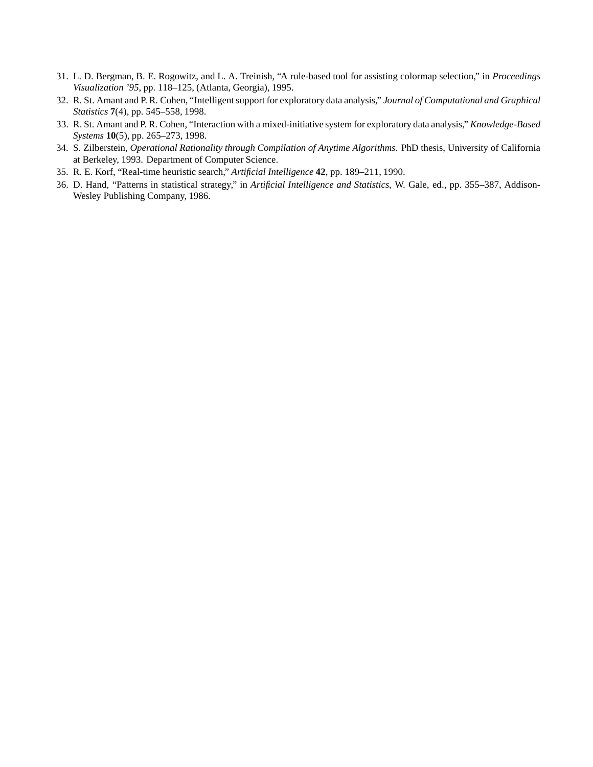31. L. D. Bergman, B. E. Rogowitz, and L. A. Treinish, "A rule-based tool for assisting colormap selection," in *Proceedings Visualization '95*, pp. 118–125, (Atlanta, Georgia), 1995.
32. R. St. Amant and P. R. Cohen, "Intelligent support for exploratory data analysis," *Journal of Computational and Graphical Statistics* **7**(4), pp. 545–558, 1998.
33. R. St. Amant and P. R. Cohen, "Interaction with a mixed-initiative system for exploratory data analysis," *Knowledge-Based Systems* **10**(5), pp. 265–273, 1998.
34. S. Zilberstein, *Operational Rationality through Compilation of Anytime Algorithms*. PhD thesis, University of California at Berkeley, 1993. Department of Computer Science.
35. R. E. Korf, "Real-time heuristic search," *Artificial Intelligence* **42**, pp. 189–211, 1990.
36. D. Hand, "Patterns in statistical strategy," in *Artificial Intelligence and Statistics*, W. Gale, ed., pp. 355–387, Addison-Wesley Publishing Company, 1986.